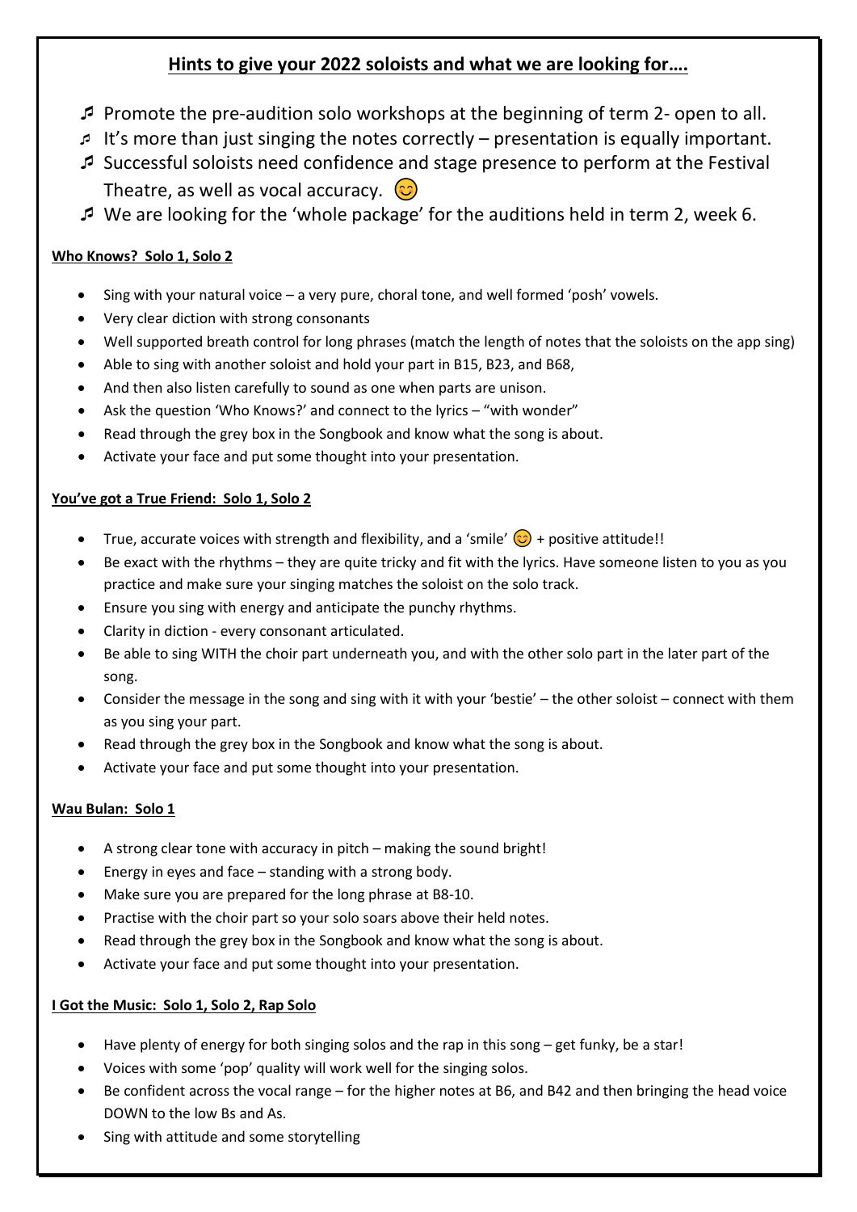## Hints to give your 2022 soloists and what we are looking for….

- ♫ Promote the pre-audition solo workshops at the beginning of term 2- open to all.
- ♫ It's more than just singing the notes correctly – presentation is equally important.
- ♫ Successful soloists need confidence and stage presence to perform at the Festival Theatre, as well as vocal accuracy. 😊
- ♫ We are looking for the 'whole package' for the auditions held in term 2, week 6.

**Who Knows? Solo 1, Solo 2**

- Sing with your natural voice – a very pure, choral tone, and well formed 'posh' vowels.
- Very clear diction with strong consonants
- Well supported breath control for long phrases (match the length of notes that the soloists on the app sing)
- Able to sing with another soloist and hold your part in B15, B23, and B68,
- And then also listen carefully to sound as one when parts are unison.
- Ask the question 'Who Knows?' and connect to the lyrics – "with wonder"
- Read through the grey box in the Songbook and know what the song is about.
- Activate your face and put some thought into your presentation.

**You've got a True Friend: Solo 1, Solo 2**

- True, accurate voices with strength and flexibility, and a 'smile' 😊 + positive attitude!!
- Be exact with the rhythms – they are quite tricky and fit with the lyrics. Have someone listen to you as you practice and make sure your singing matches the soloist on the solo track.
- Ensure you sing with energy and anticipate the punchy rhythms.
- Clarity in diction - every consonant articulated.
- Be able to sing WITH the choir part underneath you, and with the other solo part in the later part of the song.
- Consider the message in the song and sing with it with your 'bestie' – the other soloist – connect with them as you sing your part.
- Read through the grey box in the Songbook and know what the song is about.
- Activate your face and put some thought into your presentation.

**Wau Bulan: Solo 1**

- A strong clear tone with accuracy in pitch – making the sound bright!
- Energy in eyes and face – standing with a strong body.
- Make sure you are prepared for the long phrase at B8-10.
- Practise with the choir part so your solo soars above their held notes.
- Read through the grey box in the Songbook and know what the song is about.
- Activate your face and put some thought into your presentation.

**I Got the Music: Solo 1, Solo 2, Rap Solo**

- Have plenty of energy for both singing solos and the rap in this song – get funky, be a star!
- Voices with some 'pop' quality will work well for the singing solos.
- Be confident across the vocal range – for the higher notes at B6, and B42 and then bringing the head voice DOWN to the low Bs and As.
- Sing with attitude and some storytelling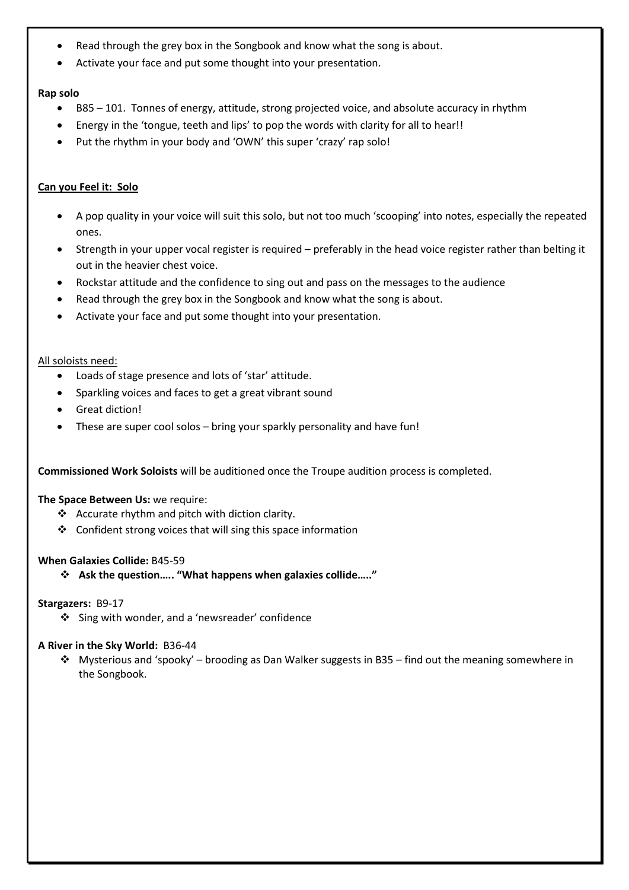- Read through the grey box in the Songbook and know what the song is about.
- Activate your face and put some thought into your presentation.

**Rap solo**

- B85 – 101. Tonnes of energy, attitude, strong projected voice, and absolute accuracy in rhythm
- Energy in the 'tongue, teeth and lips' to pop the words with clarity for all to hear!!
- Put the rhythm in your body and 'OWN' this super 'crazy' rap solo!

**<u>Can you Feel it: Solo</u>**

- A pop quality in your voice will suit this solo, but not too much 'scooping' into notes, especially the repeated ones.
- Strength in your upper vocal register is required – preferably in the head voice register rather than belting it out in the heavier chest voice.
- Rockstar attitude and the confidence to sing out and pass on the messages to the audience
- Read through the grey box in the Songbook and know what the song is about.
- Activate your face and put some thought into your presentation.

<u>All soloists need:</u>

- Loads of stage presence and lots of 'star' attitude.
- Sparkling voices and faces to get a great vibrant sound
- Great diction!
- These are super cool solos – bring your sparkly personality and have fun!

**Commissioned Work Soloists** will be auditioned once the Troupe audition process is completed.

**The Space Between Us:** we require:

- Accurate rhythm and pitch with diction clarity.
- Confident strong voices that will sing this space information

**When Galaxies Collide:** B45-59

- **Ask the question….. "What happens when galaxies collide….."**

**Stargazers:** B9-17

- Sing with wonder, and a 'newsreader' confidence

**A River in the Sky World:** B36-44

- Mysterious and 'spooky' – brooding as Dan Walker suggests in B35 – find out the meaning somewhere in the Songbook.